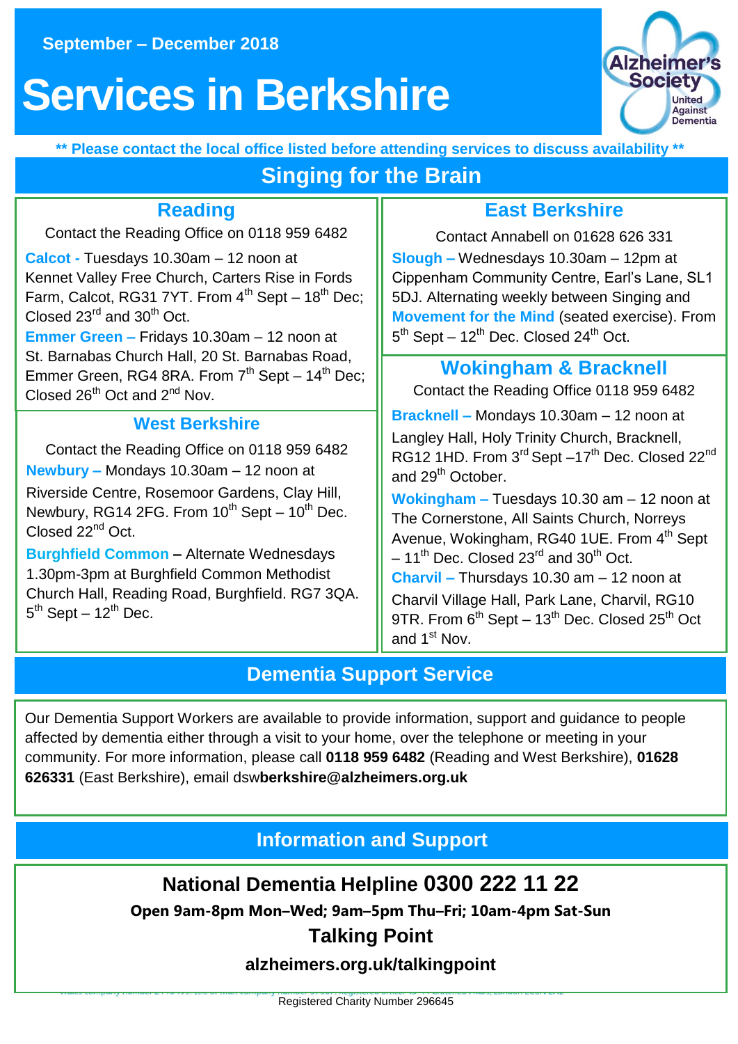September – December 2018

# Services in Berkshire

**\*\* Please contact the local office listed before attending services to discuss availability \*\***

## Singing for the Brain

### Reading

Contact the Reading Office on 0118 959 6482

**Calcot -** Tuesdays 10.30am – 12 noon at Kennet Valley Free Church, Carters Rise in Fords Farm, Calcot, RG31 7YT. From 4th Sept – 18th Dec; Closed 23rd and 30th Oct.

**Emmer Green –** Fridays 10.30am – 12 noon at St. Barnabas Church Hall, 20 St. Barnabas Road, Emmer Green, RG4 8RA. From 7th Sept – 14th Dec; Closed 26th Oct and 2nd Nov.

### West Berkshire

Contact the Reading Office on 0118 959 6482

**Newbury –** Mondays 10.30am – 12 noon at Riverside Centre, Rosemoor Gardens, Clay Hill, Newbury, RG14 2FG. From 10th Sept – 10th Dec. Closed 22nd Oct.

**Burghfield Common –** Alternate Wednesdays 1.30pm-3pm at Burghfield Common Methodist Church Hall, Reading Road, Burghfield. RG7 3QA. 5th Sept – 12th Dec.

### East Berkshire

Contact Annabell on 01628 626 331

**Slough –** Wednesdays 10.30am – 12pm at Cippenham Community Centre, Earl's Lane, SL1 5DJ. Alternating weekly between Singing and **Movement for the Mind** (seated exercise). From 5th Sept – 12th Dec. Closed 24th Oct.

### Wokingham & Bracknell

Contact the Reading Office 0118 959 6482

**Bracknell –** Mondays 10.30am – 12 noon at Langley Hall, Holy Trinity Church, Bracknell, RG12 1HD. From 3rd Sept –17th Dec. Closed 22nd and 29th October.

**Wokingham –** Tuesdays 10.30 am – 12 noon at The Cornerstone, All Saints Church, Norreys Avenue, Wokingham, RG40 1UE. From 4th Sept – 11th Dec. Closed 23rd and 30th Oct.

**Charvil –** Thursdays 10.30 am – 12 noon at Charvil Village Hall, Park Lane, Charvil, RG10 9TR. From 6th Sept – 13th Dec. Closed 25th Oct and 1st Nov.

## Dementia Support Service

Our Dementia Support Workers are available to provide information, support and guidance to people affected by dementia either through a visit to your home, over the telephone or meeting in your community. For more information, please call **0118 959 6482** (Reading and West Berkshire), **01628 626331** (East Berkshire), email dsw**berkshire@alzheimers.org.uk**

## Information and Support

**National Dementia Helpline 0300 222 11 22**

**Open 9am-8pm Mon–Wed; 9am–5pm Thu–Fri; 10am-4pm Sat-Sun**

**Talking Point**

**alzheimers.org.uk/talkingpoint**

Registered Charity Number 296645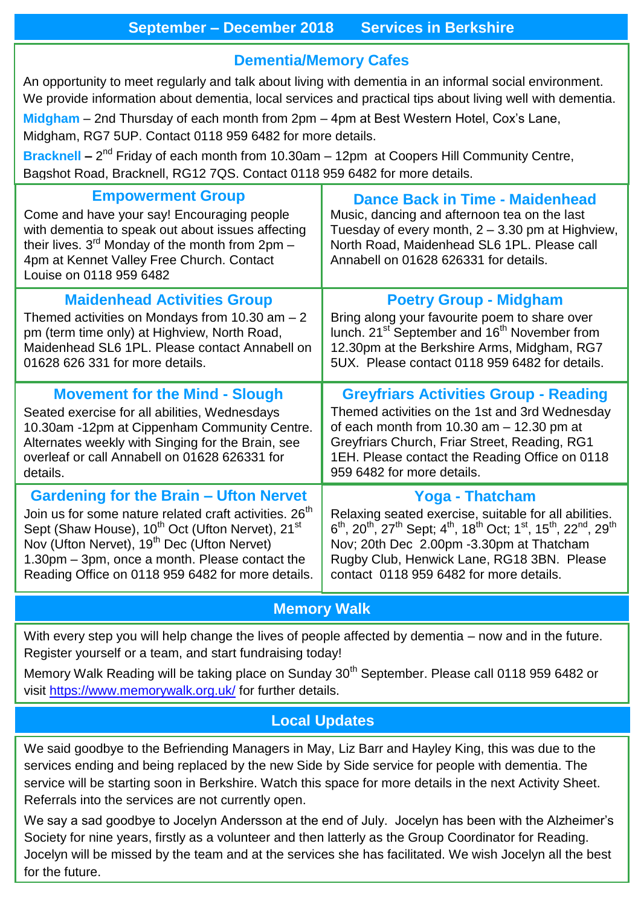# September – December 2018 Services in Berkshire

## Dementia/Memory Cafes

An opportunity to meet regularly and talk about living with dementia in an informal social environment. We provide information about dementia, local services and practical tips about living well with dementia.

**Midgham** – 2nd Thursday of each month from 2pm – 4pm at Best Western Hotel, Cox's Lane, Midgham, RG7 5UP. Contact 0118 959 6482 for more details.

**Bracknell** – 2nd Friday of each month from 10.30am – 12pm at Coopers Hill Community Centre, Bagshot Road, Bracknell, RG12 7QS. Contact 0118 959 6482 for more details.

### Empowerment Group

Come and have your say! Encouraging people with dementia to speak out about issues affecting their lives. 3rd Monday of the month from 2pm – 4pm at Kennet Valley Free Church. Contact Louise on 0118 959 6482

### Dance Back in Time - Maidenhead

Music, dancing and afternoon tea on the last Tuesday of every month, 2 – 3.30 pm at Highview, North Road, Maidenhead SL6 1PL. Please call Annabell on 01628 626331 for details.

### Maidenhead Activities Group

Themed activities on Mondays from 10.30 am – 2 pm (term time only) at Highview, North Road, Maidenhead SL6 1PL. Please contact Annabell on 01628 626 331 for more details.

### Poetry Group - Midgham

Bring along your favourite poem to share over lunch. 21st September and 16th November from 12.30pm at the Berkshire Arms, Midgham, RG7 5UX. Please contact 0118 959 6482 for details.

### Movement for the Mind - Slough

Seated exercise for all abilities, Wednesdays 10.30am -12pm at Cippenham Community Centre. Alternates weekly with Singing for the Brain, see overleaf or call Annabell on 01628 626331 for details.

### Greyfriars Activities Group - Reading

Themed activities on the 1st and 3rd Wednesday of each month from 10.30 am – 12.30 pm at Greyfriars Church, Friar Street, Reading, RG1 1EH. Please contact the Reading Office on 0118 959 6482 for more details.

### Gardening for the Brain – Ufton Nervet

Join us for some nature related craft activities. 26th Sept (Shaw House), 10th Oct (Ufton Nervet), 21st Nov (Ufton Nervet), 19th Dec (Ufton Nervet) 1.30pm – 3pm, once a month. Please contact the Reading Office on 0118 959 6482 for more details.

### Yoga - Thatcham

Relaxing seated exercise, suitable for all abilities. 6th, 20th, 27th Sept; 4th, 18th Oct; 1st, 15th, 22nd, 29th Nov; 20th Dec 2.00pm -3.30pm at Thatcham Rugby Club, Henwick Lane, RG18 3BN. Please contact 0118 959 6482 for more details.

## Memory Walk

With every step you will help change the lives of people affected by dementia – now and in the future. Register yourself or a team, and start fundraising today!

Memory Walk Reading will be taking place on Sunday 30th September. Please call 0118 959 6482 or visit https://www.memorywalk.org.uk/ for further details.

## Local Updates

We said goodbye to the Befriending Managers in May, Liz Barr and Hayley King, this was due to the services ending and being replaced by the new Side by Side service for people with dementia. The service will be starting soon in Berkshire. Watch this space for more details in the next Activity Sheet. Referrals into the services are not currently open.

We say a sad goodbye to Jocelyn Andersson at the end of July. Jocelyn has been with the Alzheimer's Society for nine years, firstly as a volunteer and then latterly as the Group Coordinator for Reading. Jocelyn will be missed by the team and at the services she has facilitated. We wish Jocelyn all the best for the future.